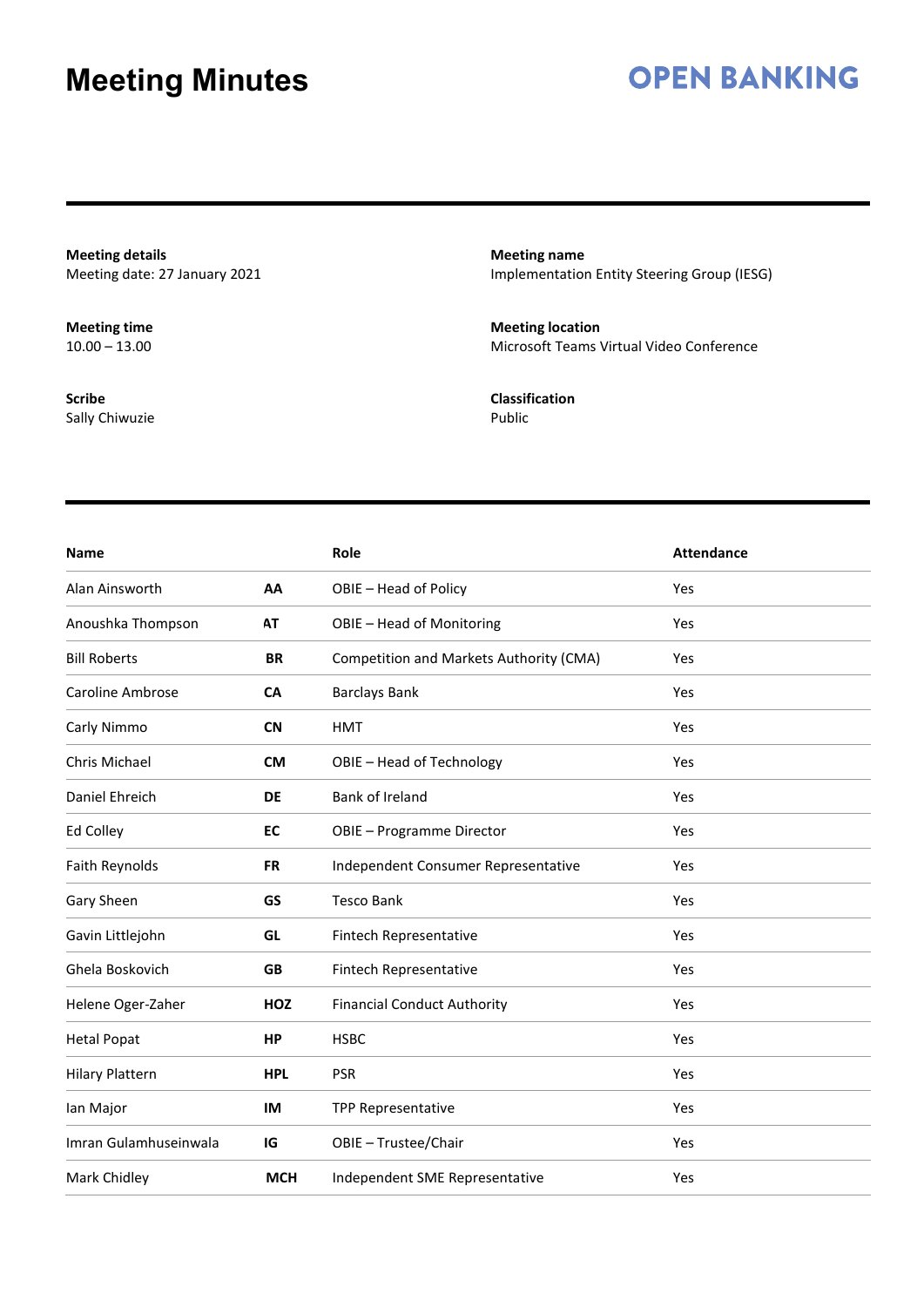# Meeting Minutes

OPEN BANKING

**Meeting details**
Meeting date: 27 January 2021

**Meeting name**
Implementation Entity Steering Group (IESG)

**Meeting time**
10.00 – 13.00

**Meeting location**
Microsoft Teams Virtual Video Conference

**Scribe**
Sally Chiwuzie

**Classification**
Public

| Name | | Role | Attendance |
|---|---|---|---|
| Alan Ainsworth | AA | OBIE – Head of Policy | Yes |
| Anoushka Thompson | AT | OBIE – Head of Monitoring | Yes |
| Bill Roberts | BR | Competition and Markets Authority (CMA) | Yes |
| Caroline Ambrose | CA | Barclays Bank | Yes |
| Carly Nimmo | CN | HMT | Yes |
| Chris Michael | CM | OBIE – Head of Technology | Yes |
| Daniel Ehreich | DE | Bank of Ireland | Yes |
| Ed Colley | EC | OBIE – Programme Director | Yes |
| Faith Reynolds | FR | Independent Consumer Representative | Yes |
| Gary Sheen | GS | Tesco Bank | Yes |
| Gavin Littlejohn | GL | Fintech Representative | Yes |
| Ghela Boskovich | GB | Fintech Representative | Yes |
| Helene Oger-Zaher | HOZ | Financial Conduct Authority | Yes |
| Hetal Popat | HP | HSBC | Yes |
| Hilary Plattern | HPL | PSR | Yes |
| Ian Major | IM | TPP Representative | Yes |
| Imran Gulamhuseinwala | IG | OBIE – Trustee/Chair | Yes |
| Mark Chidley | MCH | Independent SME Representative | Yes |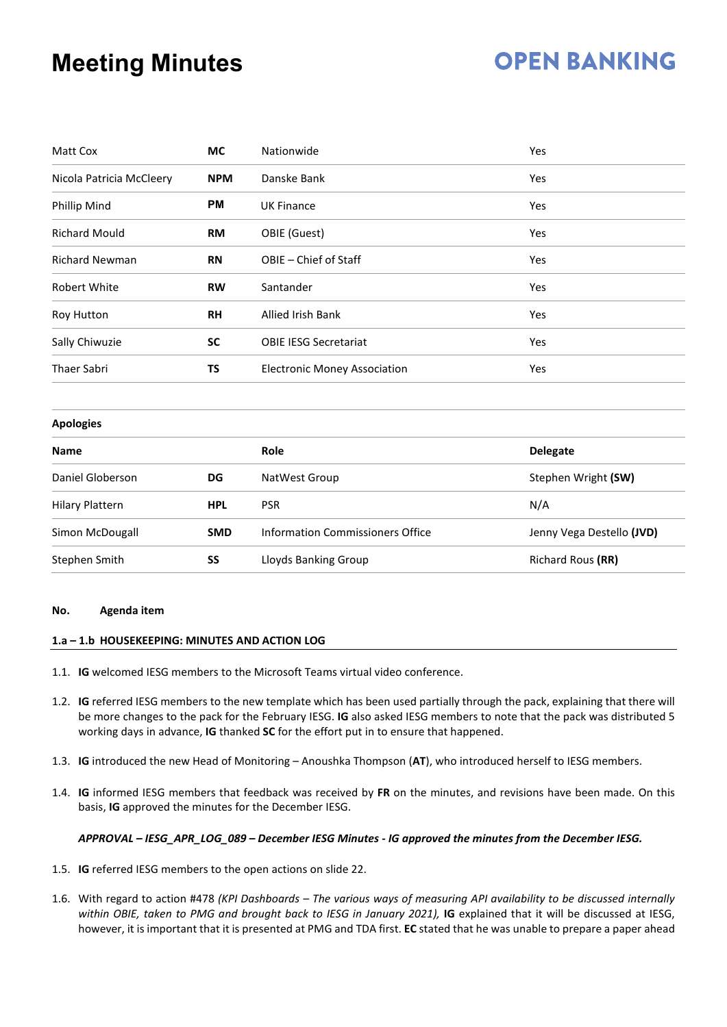# Meeting Minutes

| | | | |
|---|---|---|---|
| Matt Cox | **MC** | Nationwide | Yes |
| Nicola Patricia McCleery | **NPM** | Danske Bank | Yes |
| Phillip Mind | **PM** | UK Finance | Yes |
| Richard Mould | **RM** | OBIE (Guest) | Yes |
| Richard Newman | **RN** | OBIE – Chief of Staff | Yes |
| Robert White | **RW** | Santander | Yes |
| Roy Hutton | **RH** | Allied Irish Bank | Yes |
| Sally Chiwuzie | **SC** | OBIE IESG Secretariat | Yes |
| Thaer Sabri | **TS** | Electronic Money Association | Yes |

**Apologies**

| **Name** | | **Role** | **Delegate** |
|---|---|---|---|
| Daniel Globerson | **DG** | NatWest Group | Stephen Wright **(SW)** |
| Hilary Plattern | **HPL** | PSR | N/A |
| Simon McDougall | **SMD** | Information Commissioners Office | Jenny Vega Destello **(JVD)** |
| Stephen Smith | **SS** | Lloyds Banking Group | Richard Rous **(RR)** |

**No. Agenda item**

**1.a – 1.b HOUSEKEEPING: MINUTES AND ACTION LOG**

1.1. **IG** welcomed IESG members to the Microsoft Teams virtual video conference.

1.2. **IG** referred IESG members to the new template which has been used partially through the pack, explaining that there will be more changes to the pack for the February IESG. **IG** also asked IESG members to note that the pack was distributed 5 working days in advance, **IG** thanked **SC** for the effort put in to ensure that happened.

1.3. **IG** introduced the new Head of Monitoring – Anoushka Thompson (**AT**), who introduced herself to IESG members.

1.4. **IG** informed IESG members that feedback was received by **FR** on the minutes, and revisions have been made. On this basis, **IG** approved the minutes for the December IESG.

***APPROVAL – IESG_APR_LOG_089 – December IESG Minutes - IG approved the minutes from the December IESG.***

1.5. **IG** referred IESG members to the open actions on slide 22.

1.6. With regard to action #478 *(KPI Dashboards – The various ways of measuring API availability to be discussed internally within OBIE, taken to PMG and brought back to IESG in January 2021),* **IG** explained that it will be discussed at IESG, however, it is important that it is presented at PMG and TDA first. **EC** stated that he was unable to prepare a paper ahead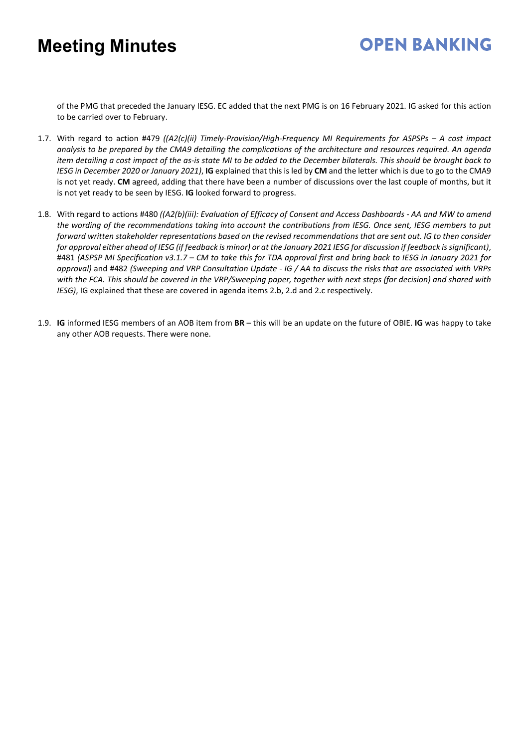of the PMG that preceded the January IESG. EC added that the next PMG is on 16 February 2021. IG asked for this action to be carried over to February.

1.7. With regard to action #479 *((A2(c)(ii) Timely-Provision/High-Frequency MI Requirements for ASPSPs – A cost impact analysis to be prepared by the CMA9 detailing the complications of the architecture and resources required. An agenda item detailing a cost impact of the as-is state MI to be added to the December bilaterals. This should be brought back to IESG in December 2020 or January 2021)*, **IG** explained that this is led by **CM** and the letter which is due to go to the CMA9 is not yet ready. **CM** agreed, adding that there have been a number of discussions over the last couple of months, but it is not yet ready to be seen by IESG. **IG** looked forward to progress.

1.8. With regard to actions #480 *((A2(b)(iii): Evaluation of Efficacy of Consent and Access Dashboards - AA and MW to amend the wording of the recommendations taking into account the contributions from IESG. Once sent, IESG members to put forward written stakeholder representations based on the revised recommendations that are sent out. IG to then consider for approval either ahead of IESG (if feedback is minor) or at the January 2021 IESG for discussion if feedback is significant)*, #481 *(ASPSP MI Specification v3.1.7 – CM to take this for TDA approval first and bring back to IESG in January 2021 for approval)* and #482 *(Sweeping and VRP Consultation Update - IG / AA to discuss the risks that are associated with VRPs with the FCA. This should be covered in the VRP/Sweeping paper, together with next steps (for decision) and shared with IESG)*, IG explained that these are covered in agenda items 2.b, 2.d and 2.c respectively.

1.9. **IG** informed IESG members of an AOB item from **BR** – this will be an update on the future of OBIE. **IG** was happy to take any other AOB requests. There were none.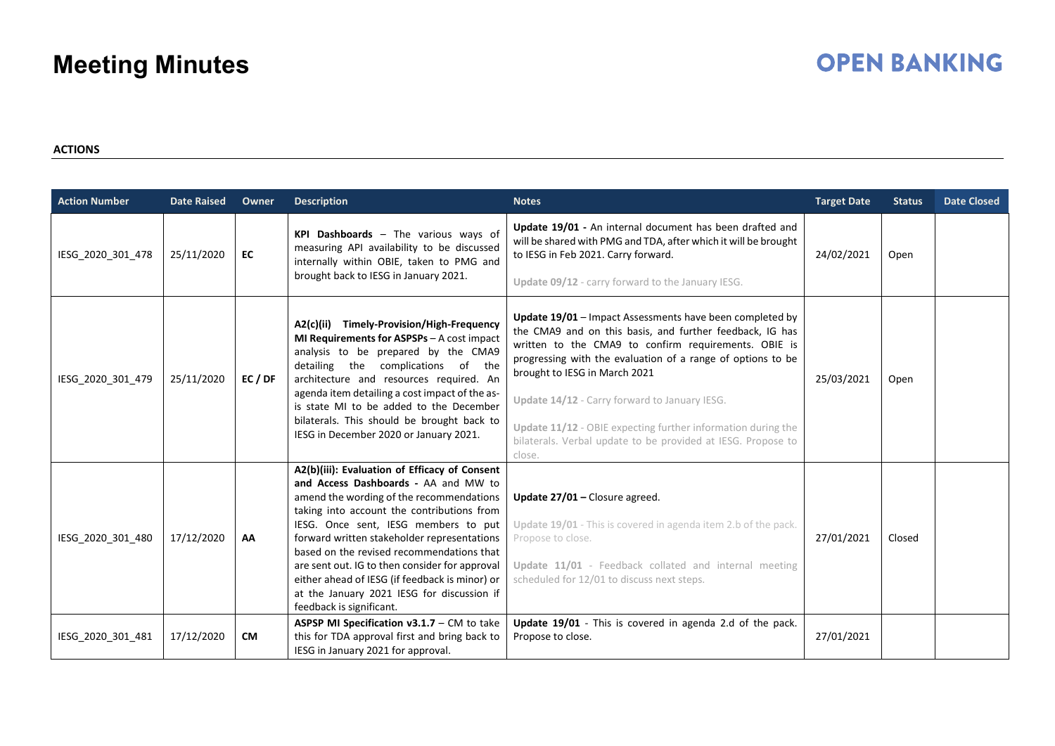# Meeting Minutes

**ACTIONS**

| Action Number | Date Raised | Owner | Description | Notes | Target Date | Status | Date Closed |
|---|---|---|---|---|---|---|---|
| IESG_2020_301_478 | 25/11/2020 | **EC** | **KPI Dashboards** – The various ways of measuring API availability to be discussed internally within OBIE, taken to PMG and brought back to IESG in January 2021. | **Update 19/01 -** An internal document has been drafted and will be shared with PMG and TDA, after which it will be brought to IESG in Feb 2021. Carry forward.<br><br>**Update 09/12** - carry forward to the January IESG. | 24/02/2021 | Open | |
| IESG_2020_301_479 | 25/11/2020 | **EC / DF** | **A2(c)(ii) Timely-Provision/High-Frequency MI Requirements for ASPSPs** – A cost impact analysis to be prepared by the CMA9 detailing the complications of the architecture and resources required. An agenda item detailing a cost impact of the as-is state MI to be added to the December bilaterals. This should be brought back to IESG in December 2020 or January 2021. | **Update 19/01** – Impact Assessments have been completed by the CMA9 and on this basis, and further feedback, IG has written to the CMA9 to confirm requirements. OBIE is progressing with the evaluation of a range of options to be brought to IESG in March 2021<br><br>**Update 14/12** - Carry forward to January IESG.<br><br>**Update 11/12** - OBIE expecting further information during the bilaterals. Verbal update to be provided at IESG. Propose to close. | 25/03/2021 | Open | |
| IESG_2020_301_480 | 17/12/2020 | **AA** | **A2(b)(iii): Evaluation of Efficacy of Consent and Access Dashboards -** AA and MW to amend the wording of the recommendations taking into account the contributions from IESG. Once sent, IESG members to put forward written stakeholder representations based on the revised recommendations that are sent out. IG to then consider for approval either ahead of IESG (if feedback is minor) or at the January 2021 IESG for discussion if feedback is significant. | **Update 27/01 –** Closure agreed.<br><br>**Update 19/01** - This is covered in agenda item 2.b of the pack. Propose to close.<br><br>**Update 11/01** - Feedback collated and internal meeting scheduled for 12/01 to discuss next steps. | 27/01/2021 | Closed | |
| IESG_2020_301_481 | 17/12/2020 | **CM** | **ASPSP MI Specification v3.1.7** – CM to take this for TDA approval first and bring back to IESG in January 2021 for approval. | **Update 19/01** - This is covered in agenda 2.d of the pack. Propose to close. | 27/01/2021 | | |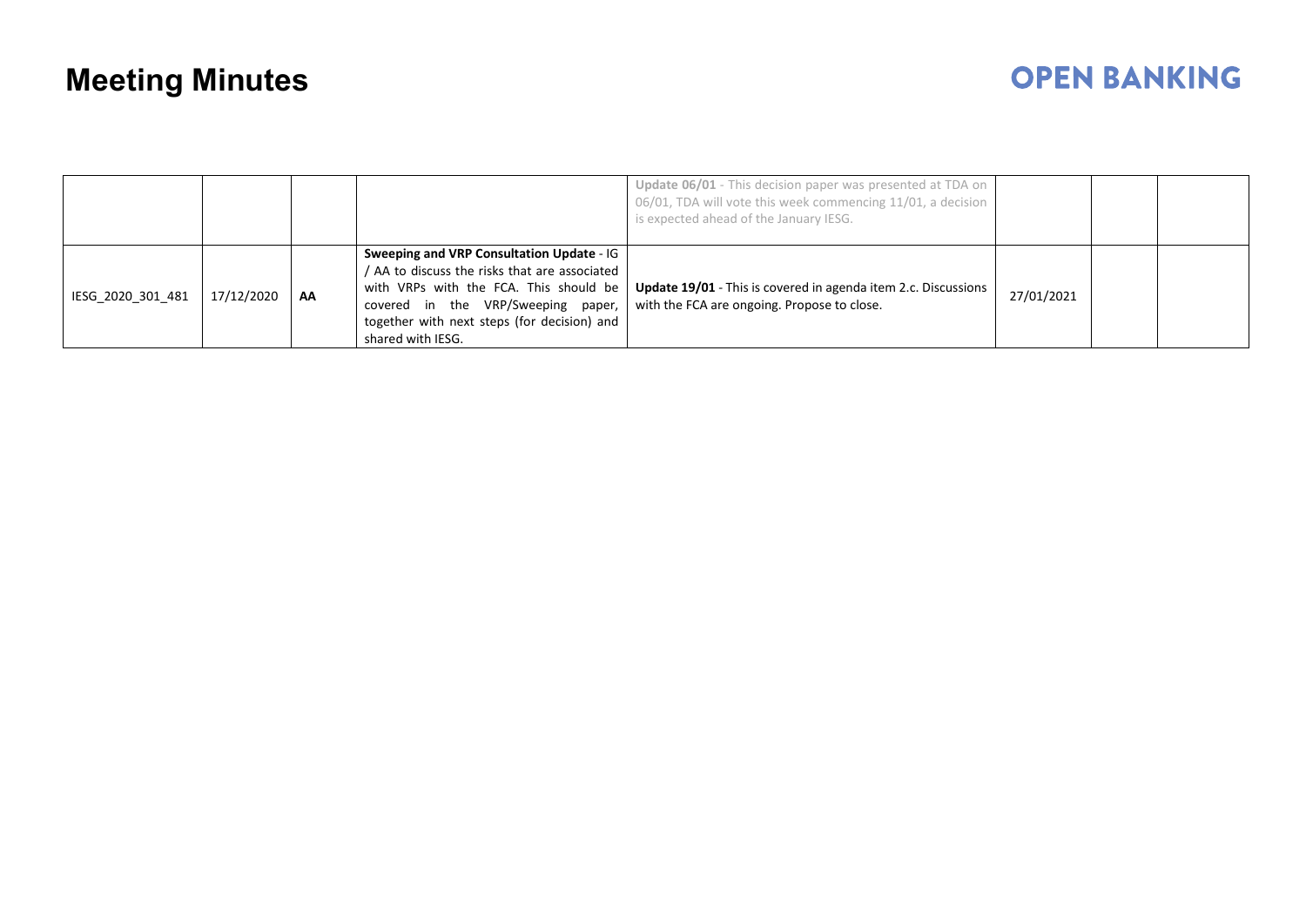# Meeting Minutes

| | | | | | | | |
|---|---|---|---|---|---|---|---|
| | | | | **Update 06/01** - This decision paper was presented at TDA on 06/01, TDA will vote this week commencing 11/01, a decision is expected ahead of the January IESG. | | | |
| IESG_2020_301_481 | 17/12/2020 | **AA** | **Sweeping and VRP Consultation Update** - IG / AA to discuss the risks that are associated with VRPs with the FCA. This should be covered in the VRP/Sweeping paper, together with next steps (for decision) and shared with IESG. | **Update 19/01** - This is covered in agenda item 2.c. Discussions with the FCA are ongoing. Propose to close. | 27/01/2021 | | |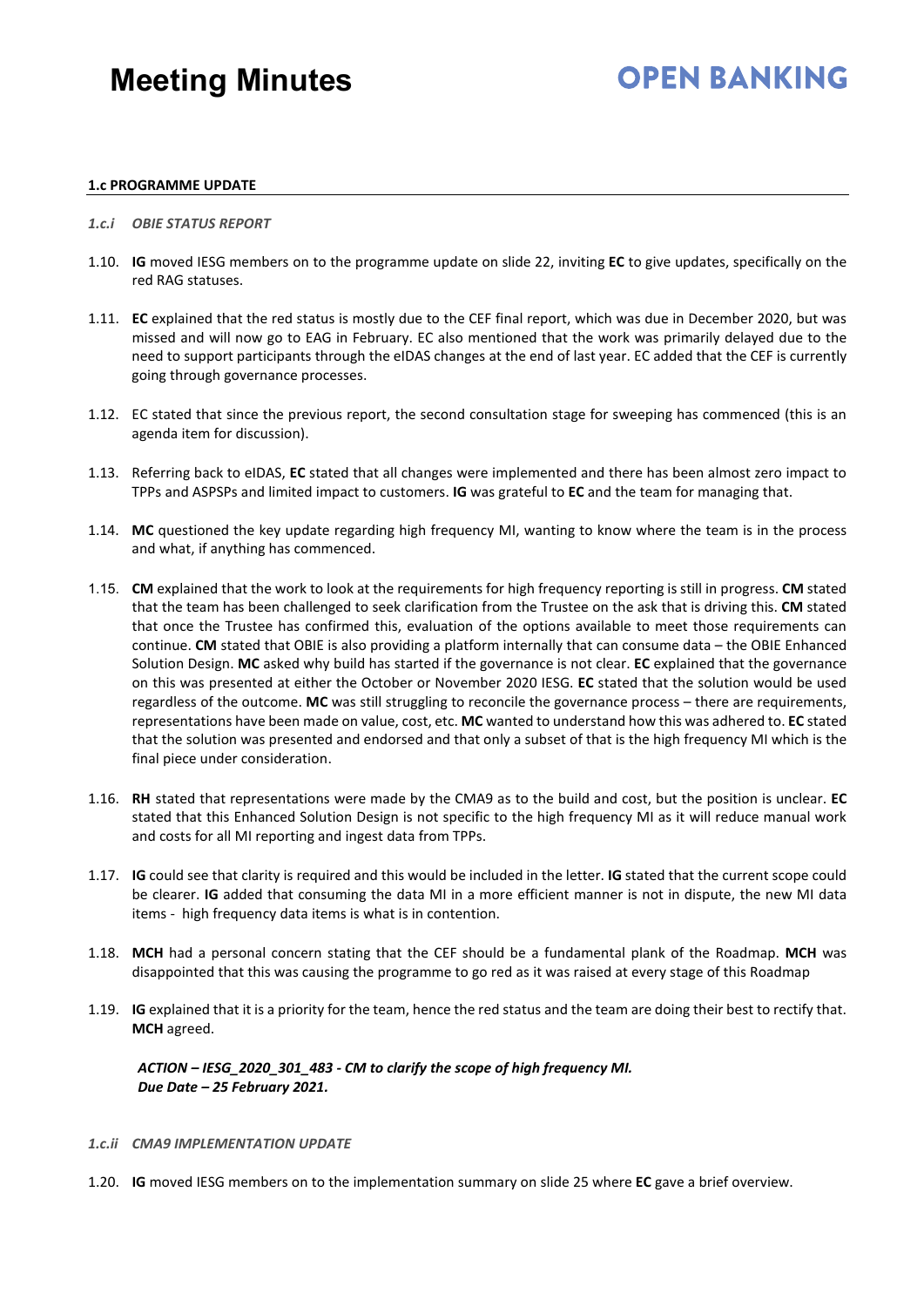#### 1.c PROGRAMME UPDATE

*1.c.i OBIE STATUS REPORT*

1.10. **IG** moved IESG members on to the programme update on slide 22, inviting **EC** to give updates, specifically on the red RAG statuses.

1.11. **EC** explained that the red status is mostly due to the CEF final report, which was due in December 2020, but was missed and will now go to EAG in February. EC also mentioned that the work was primarily delayed due to the need to support participants through the eIDAS changes at the end of last year. EC added that the CEF is currently going through governance processes.

1.12. EC stated that since the previous report, the second consultation stage for sweeping has commenced (this is an agenda item for discussion).

1.13. Referring back to eIDAS, **EC** stated that all changes were implemented and there has been almost zero impact to TPPs and ASPSPs and limited impact to customers. **IG** was grateful to **EC** and the team for managing that.

1.14. **MC** questioned the key update regarding high frequency MI, wanting to know where the team is in the process and what, if anything has commenced.

1.15. **CM** explained that the work to look at the requirements for high frequency reporting is still in progress. **CM** stated that the team has been challenged to seek clarification from the Trustee on the ask that is driving this. **CM** stated that once the Trustee has confirmed this, evaluation of the options available to meet those requirements can continue. **CM** stated that OBIE is also providing a platform internally that can consume data – the OBIE Enhanced Solution Design. **MC** asked why build has started if the governance is not clear. **EC** explained that the governance on this was presented at either the October or November 2020 IESG. **EC** stated that the solution would be used regardless of the outcome. **MC** was still struggling to reconcile the governance process – there are requirements, representations have been made on value, cost, etc. **MC** wanted to understand how this was adhered to. **EC** stated that the solution was presented and endorsed and that only a subset of that is the high frequency MI which is the final piece under consideration.

1.16. **RH** stated that representations were made by the CMA9 as to the build and cost, but the position is unclear. **EC** stated that this Enhanced Solution Design is not specific to the high frequency MI as it will reduce manual work and costs for all MI reporting and ingest data from TPPs.

1.17. **IG** could see that clarity is required and this would be included in the letter. **IG** stated that the current scope could be clearer. **IG** added that consuming the data MI in a more efficient manner is not in dispute, the new MI data items - high frequency data items is what is in contention.

1.18. **MCH** had a personal concern stating that the CEF should be a fundamental plank of the Roadmap. **MCH** was disappointed that this was causing the programme to go red as it was raised at every stage of this Roadmap

1.19. **IG** explained that it is a priority for the team, hence the red status and the team are doing their best to rectify that. **MCH** agreed.

***ACTION – IESG_2020_301_483 - CM to clarify the scope of high frequency MI.***
***Due Date – 25 February 2021.***

*1.c.ii CMA9 IMPLEMENTATION UPDATE*

1.20. **IG** moved IESG members on to the implementation summary on slide 25 where **EC** gave a brief overview.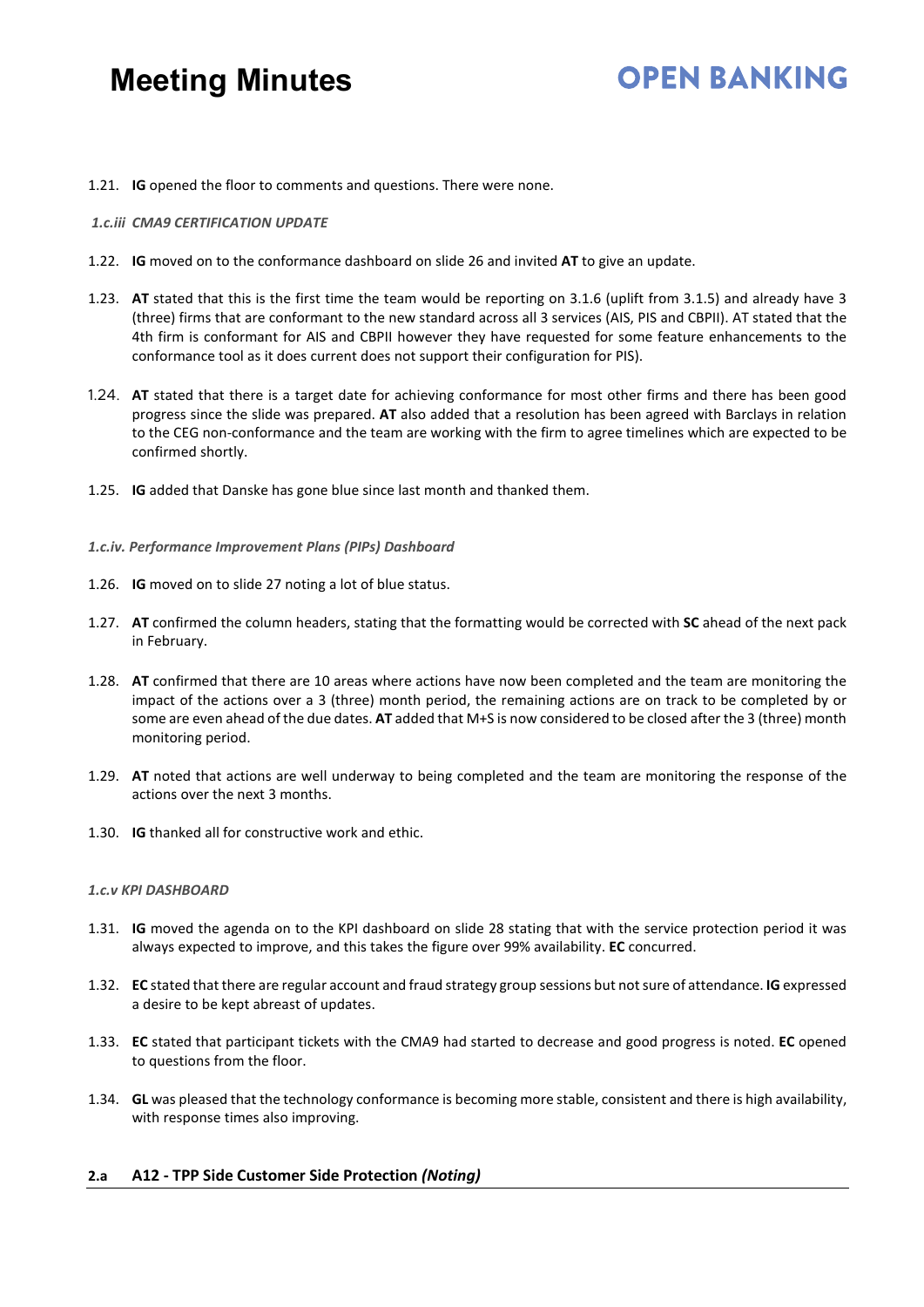1.21. **IG** opened the floor to comments and questions. There were none.

*1.c.iii CMA9 CERTIFICATION UPDATE*

1.22. **IG** moved on to the conformance dashboard on slide 26 and invited **AT** to give an update.

1.23. **AT** stated that this is the first time the team would be reporting on 3.1.6 (uplift from 3.1.5) and already have 3 (three) firms that are conformant to the new standard across all 3 services (AIS, PIS and CBPII). AT stated that the 4th firm is conformant for AIS and CBPII however they have requested for some feature enhancements to the conformance tool as it does current does not support their configuration for PIS).

1.24. **AT** stated that there is a target date for achieving conformance for most other firms and there has been good progress since the slide was prepared. **AT** also added that a resolution has been agreed with Barclays in relation to the CEG non-conformance and the team are working with the firm to agree timelines which are expected to be confirmed shortly.

1.25. **IG** added that Danske has gone blue since last month and thanked them.

*1.c.iv. Performance Improvement Plans (PIPs) Dashboard*

1.26. **IG** moved on to slide 27 noting a lot of blue status.

1.27. **AT** confirmed the column headers, stating that the formatting would be corrected with **SC** ahead of the next pack in February.

1.28. **AT** confirmed that there are 10 areas where actions have now been completed and the team are monitoring the impact of the actions over a 3 (three) month period, the remaining actions are on track to be completed by or some are even ahead of the due dates. **AT** added that M+S is now considered to be closed after the 3 (three) month monitoring period.

1.29. **AT** noted that actions are well underway to being completed and the team are monitoring the response of the actions over the next 3 months.

1.30. **IG** thanked all for constructive work and ethic.

*1.c.v KPI DASHBOARD*

1.31. **IG** moved the agenda on to the KPI dashboard on slide 28 stating that with the service protection period it was always expected to improve, and this takes the figure over 99% availability. **EC** concurred.

1.32. **EC** stated that there are regular account and fraud strategy group sessions but not sure of attendance. **IG** expressed a desire to be kept abreast of updates.

1.33. **EC** stated that participant tickets with the CMA9 had started to decrease and good progress is noted. **EC** opened to questions from the floor.

1.34. **GL** was pleased that the technology conformance is becoming more stable, consistent and there is high availability, with response times also improving.

## 2.a A12 - TPP Side Customer Side Protection *(Noting)*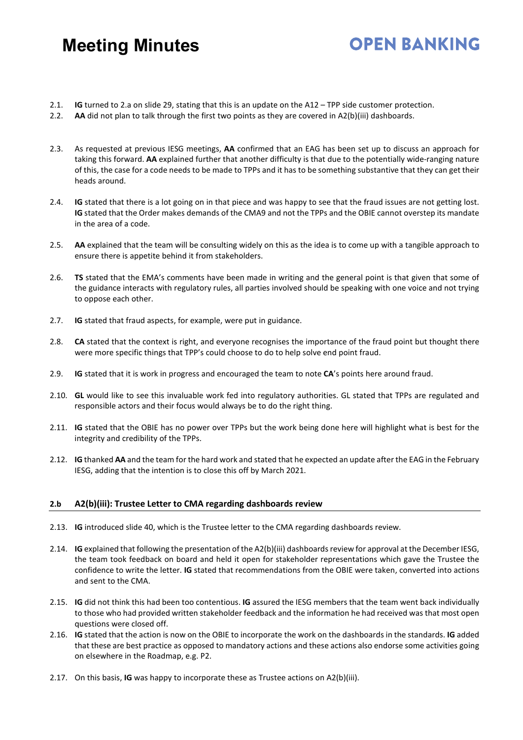2.1. **IG** turned to 2.a on slide 29, stating that this is an update on the A12 – TPP side customer protection.

2.2. **AA** did not plan to talk through the first two points as they are covered in A2(b)(iii) dashboards.

2.3. As requested at previous IESG meetings, **AA** confirmed that an EAG has been set up to discuss an approach for taking this forward. **AA** explained further that another difficulty is that due to the potentially wide-ranging nature of this, the case for a code needs to be made to TPPs and it has to be something substantive that they can get their heads around.

2.4. **IG** stated that there is a lot going on in that piece and was happy to see that the fraud issues are not getting lost. **IG** stated that the Order makes demands of the CMA9 and not the TPPs and the OBIE cannot overstep its mandate in the area of a code.

2.5. **AA** explained that the team will be consulting widely on this as the idea is to come up with a tangible approach to ensure there is appetite behind it from stakeholders.

2.6. **TS** stated that the EMA's comments have been made in writing and the general point is that given that some of the guidance interacts with regulatory rules, all parties involved should be speaking with one voice and not trying to oppose each other.

2.7. **IG** stated that fraud aspects, for example, were put in guidance.

2.8. **CA** stated that the context is right, and everyone recognises the importance of the fraud point but thought there were more specific things that TPP's could choose to do to help solve end point fraud.

2.9. **IG** stated that it is work in progress and encouraged the team to note **CA**'s points here around fraud.

2.10. **GL** would like to see this invaluable work fed into regulatory authorities. GL stated that TPPs are regulated and responsible actors and their focus would always be to do the right thing.

2.11. **IG** stated that the OBIE has no power over TPPs but the work being done here will highlight what is best for the integrity and credibility of the TPPs.

2.12. **IG** thanked **AA** and the team for the hard work and stated that he expected an update after the EAG in the February IESG, adding that the intention is to close this off by March 2021.

### 2.b A2(b)(iii): Trustee Letter to CMA regarding dashboards review

2.13. **IG** introduced slide 40, which is the Trustee letter to the CMA regarding dashboards review.

2.14. **IG** explained that following the presentation of the A2(b)(iii) dashboards review for approval at the December IESG, the team took feedback on board and held it open for stakeholder representations which gave the Trustee the confidence to write the letter. **IG** stated that recommendations from the OBIE were taken, converted into actions and sent to the CMA.

2.15. **IG** did not think this had been too contentious. **IG** assured the IESG members that the team went back individually to those who had provided written stakeholder feedback and the information he had received was that most open questions were closed off.

2.16. **IG** stated that the action is now on the OBIE to incorporate the work on the dashboards in the standards. **IG** added that these are best practice as opposed to mandatory actions and these actions also endorse some activities going on elsewhere in the Roadmap, e.g. P2.

2.17. On this basis, **IG** was happy to incorporate these as Trustee actions on A2(b)(iii).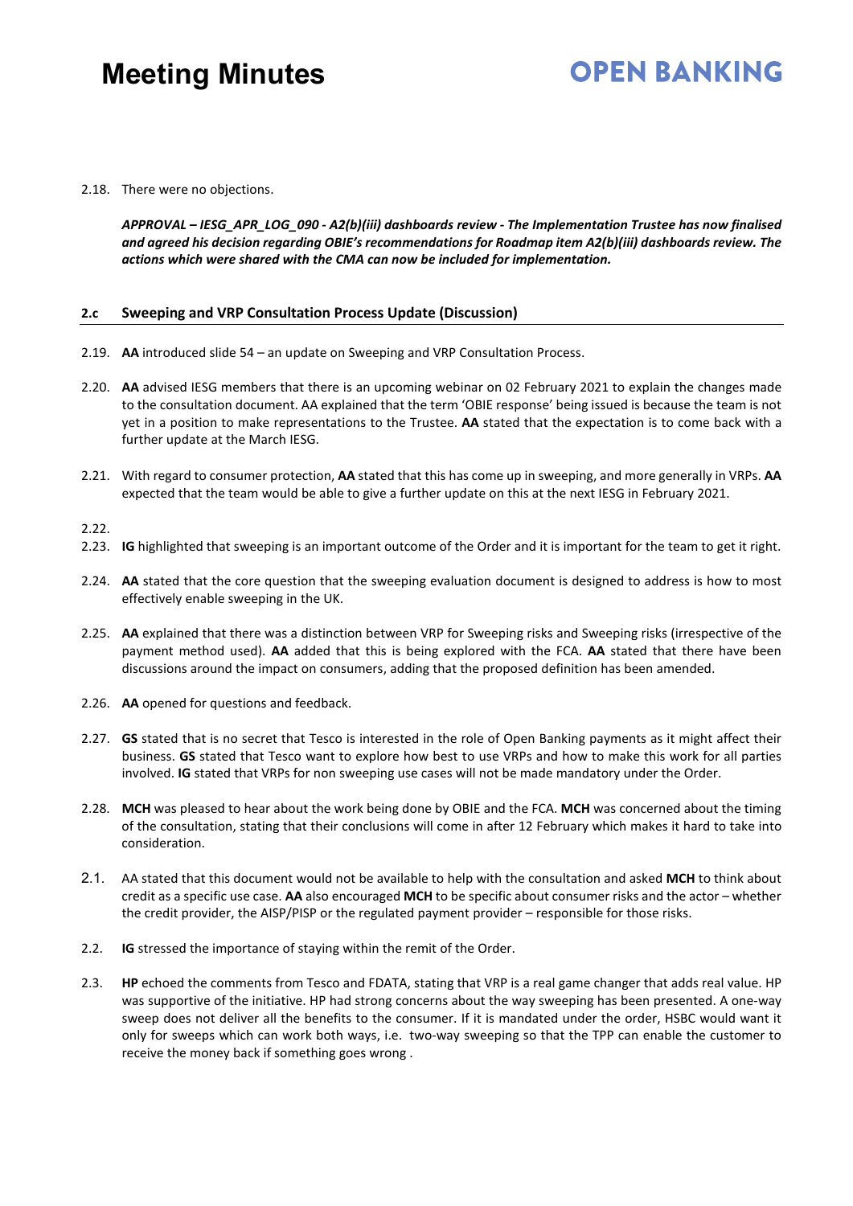2.18. There were no objections.

***APPROVAL – IESG_APR_LOG_090 - A2(b)(iii) dashboards review - The Implementation Trustee has now finalised and agreed his decision regarding OBIE's recommendations for Roadmap item A2(b)(iii) dashboards review. The actions which were shared with the CMA can now be included for implementation.***

## 2.c Sweeping and VRP Consultation Process Update (Discussion)

2.19. **AA** introduced slide 54 – an update on Sweeping and VRP Consultation Process.

2.20. **AA** advised IESG members that there is an upcoming webinar on 02 February 2021 to explain the changes made to the consultation document. AA explained that the term 'OBIE response' being issued is because the team is not yet in a position to make representations to the Trustee. **AA** stated that the expectation is to come back with a further update at the March IESG.

2.21. With regard to consumer protection, **AA** stated that this has come up in sweeping, and more generally in VRPs. **AA** expected that the team would be able to give a further update on this at the next IESG in February 2021.

2.22.

2.23. **IG** highlighted that sweeping is an important outcome of the Order and it is important for the team to get it right.

2.24. **AA** stated that the core question that the sweeping evaluation document is designed to address is how to most effectively enable sweeping in the UK.

2.25. **AA** explained that there was a distinction between VRP for Sweeping risks and Sweeping risks (irrespective of the payment method used). **AA** added that this is being explored with the FCA. **AA** stated that there have been discussions around the impact on consumers, adding that the proposed definition has been amended.

2.26. **AA** opened for questions and feedback.

2.27. **GS** stated that is no secret that Tesco is interested in the role of Open Banking payments as it might affect their business. **GS** stated that Tesco want to explore how best to use VRPs and how to make this work for all parties involved. **IG** stated that VRPs for non sweeping use cases will not be made mandatory under the Order.

2.28. **MCH** was pleased to hear about the work being done by OBIE and the FCA. **MCH** was concerned about the timing of the consultation, stating that their conclusions will come in after 12 February which makes it hard to take into consideration.

2.1. AA stated that this document would not be available to help with the consultation and asked **MCH** to think about credit as a specific use case. **AA** also encouraged **MCH** to be specific about consumer risks and the actor – whether the credit provider, the AISP/PISP or the regulated payment provider – responsible for those risks.

2.2. **IG** stressed the importance of staying within the remit of the Order.

2.3. **HP** echoed the comments from Tesco and FDATA, stating that VRP is a real game changer that adds real value. HP was supportive of the initiative. HP had strong concerns about the way sweeping has been presented. A one-way sweep does not deliver all the benefits to the consumer. If it is mandated under the order, HSBC would want it only for sweeps which can work both ways, i.e. two-way sweeping so that the TPP can enable the customer to receive the money back if something goes wrong .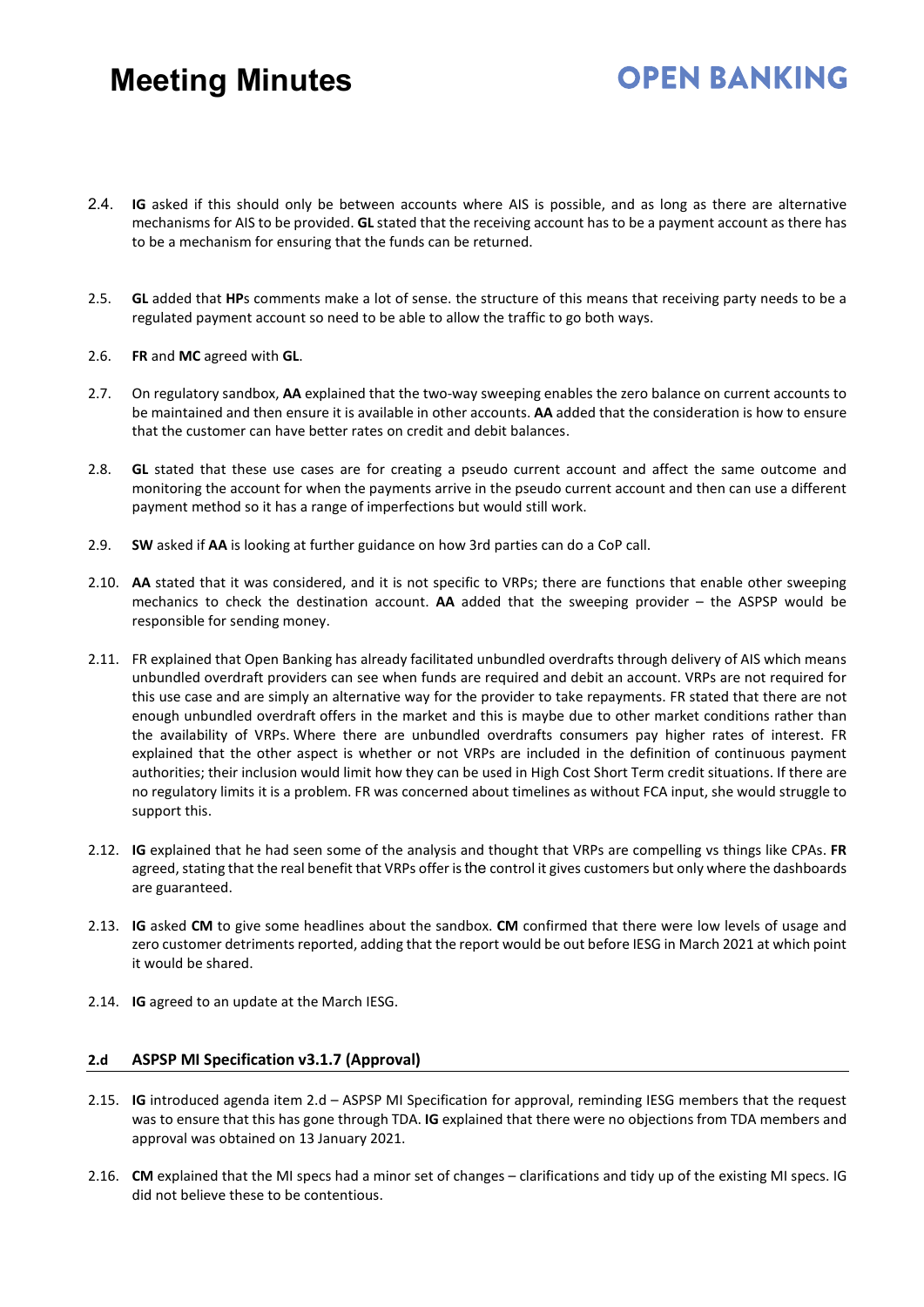2.4. **IG** asked if this should only be between accounts where AIS is possible, and as long as there are alternative mechanisms for AIS to be provided. **GL** stated that the receiving account has to be a payment account as there has to be a mechanism for ensuring that the funds can be returned.

2.5. **GL** added that **HP**s comments make a lot of sense. the structure of this means that receiving party needs to be a regulated payment account so need to be able to allow the traffic to go both ways.

2.6. **FR** and **MC** agreed with **GL**.

2.7. On regulatory sandbox, **AA** explained that the two-way sweeping enables the zero balance on current accounts to be maintained and then ensure it is available in other accounts. **AA** added that the consideration is how to ensure that the customer can have better rates on credit and debit balances.

2.8. **GL** stated that these use cases are for creating a pseudo current account and affect the same outcome and monitoring the account for when the payments arrive in the pseudo current account and then can use a different payment method so it has a range of imperfections but would still work.

2.9. **SW** asked if **AA** is looking at further guidance on how 3rd parties can do a CoP call.

2.10. **AA** stated that it was considered, and it is not specific to VRPs; there are functions that enable other sweeping mechanics to check the destination account. **AA** added that the sweeping provider – the ASPSP would be responsible for sending money.

2.11. FR explained that Open Banking has already facilitated unbundled overdrafts through delivery of AIS which means unbundled overdraft providers can see when funds are required and debit an account. VRPs are not required for this use case and are simply an alternative way for the provider to take repayments. FR stated that there are not enough unbundled overdraft offers in the market and this is maybe due to other market conditions rather than the availability of VRPs. Where there are unbundled overdrafts consumers pay higher rates of interest. FR explained that the other aspect is whether or not VRPs are included in the definition of continuous payment authorities; their inclusion would limit how they can be used in High Cost Short Term credit situations. If there are no regulatory limits it is a problem. FR was concerned about timelines as without FCA input, she would struggle to support this.

2.12. **IG** explained that he had seen some of the analysis and thought that VRPs are compelling vs things like CPAs. **FR** agreed, stating that the real benefit that VRPs offer is the control it gives customers but only where the dashboards are guaranteed.

2.13. **IG** asked **CM** to give some headlines about the sandbox. **CM** confirmed that there were low levels of usage and zero customer detriments reported, adding that the report would be out before IESG in March 2021 at which point it would be shared.

2.14. **IG** agreed to an update at the March IESG.

### 2.d ASPSP MI Specification v3.1.7 (Approval)

2.15. **IG** introduced agenda item 2.d – ASPSP MI Specification for approval, reminding IESG members that the request was to ensure that this has gone through TDA. **IG** explained that there were no objections from TDA members and approval was obtained on 13 January 2021.

2.16. **CM** explained that the MI specs had a minor set of changes – clarifications and tidy up of the existing MI specs. IG did not believe these to be contentious.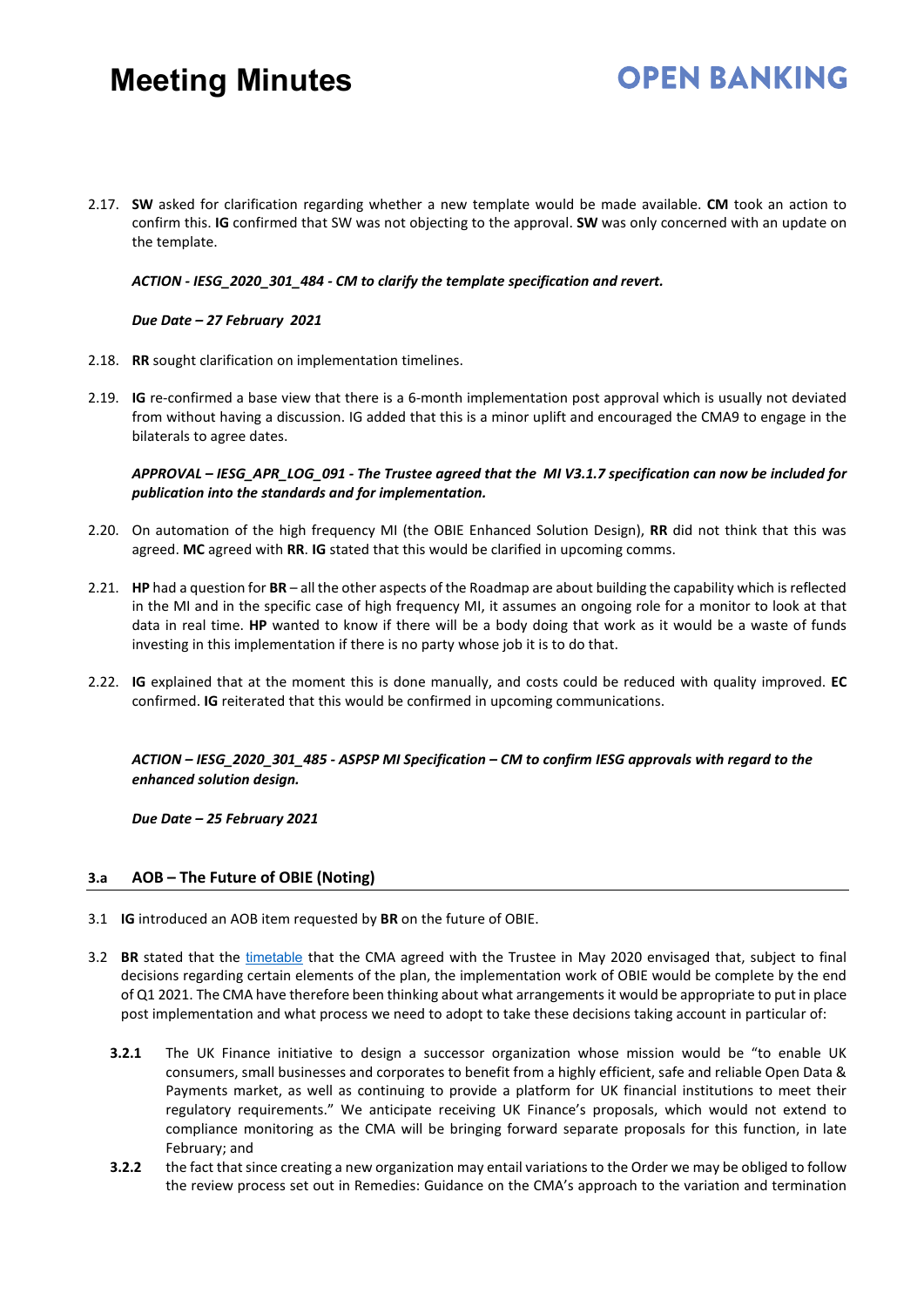2.17. **SW** asked for clarification regarding whether a new template would be made available. **CM** took an action to confirm this. **IG** confirmed that SW was not objecting to the approval. **SW** was only concerned with an update on the template.

***ACTION - IESG_2020_301_484 - CM to clarify the template specification and revert.***

***Due Date – 27 February 2021***

2.18. **RR** sought clarification on implementation timelines.

2.19. **IG** re-confirmed a base view that there is a 6-month implementation post approval which is usually not deviated from without having a discussion. IG added that this is a minor uplift and encouraged the CMA9 to engage in the bilaterals to agree dates.

***APPROVAL – IESG_APR_LOG_091 - The Trustee agreed that the MI V3.1.7 specification can now be included for publication into the standards and for implementation.***

2.20. On automation of the high frequency MI (the OBIE Enhanced Solution Design), **RR** did not think that this was agreed. **MC** agreed with **RR**. **IG** stated that this would be clarified in upcoming comms.

2.21. **HP** had a question for **BR** – all the other aspects of the Roadmap are about building the capability which is reflected in the MI and in the specific case of high frequency MI, it assumes an ongoing role for a monitor to look at that data in real time. **HP** wanted to know if there will be a body doing that work as it would be a waste of funds investing in this implementation if there is no party whose job it is to do that.

2.22. **IG** explained that at the moment this is done manually, and costs could be reduced with quality improved. **EC** confirmed. **IG** reiterated that this would be confirmed in upcoming communications.

***ACTION – IESG_2020_301_485 - ASPSP MI Specification – CM to confirm IESG approvals with regard to the enhanced solution design.***

***Due Date – 25 February 2021***

### 3.a AOB – The Future of OBIE (Noting)

3.1 **IG** introduced an AOB item requested by **BR** on the future of OBIE.

3.2 **BR** stated that the timetable that the CMA agreed with the Trustee in May 2020 envisaged that, subject to final decisions regarding certain elements of the plan, the implementation work of OBIE would be complete by the end of Q1 2021. The CMA have therefore been thinking about what arrangements it would be appropriate to put in place post implementation and what process we need to adopt to take these decisions taking account in particular of:

**3.2.1** The UK Finance initiative to design a successor organization whose mission would be "to enable UK consumers, small businesses and corporates to benefit from a highly efficient, safe and reliable Open Data & Payments market, as well as continuing to provide a platform for UK financial institutions to meet their regulatory requirements." We anticipate receiving UK Finance's proposals, which would not extend to compliance monitoring as the CMA will be bringing forward separate proposals for this function, in late February; and

**3.2.2** the fact that since creating a new organization may entail variations to the Order we may be obliged to follow the review process set out in Remedies: Guidance on the CMA's approach to the variation and termination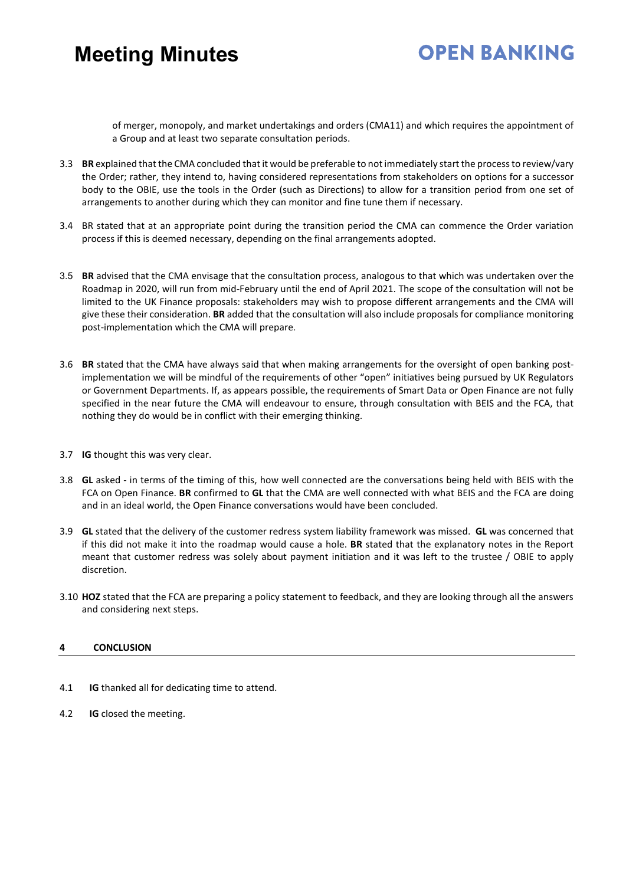of merger, monopoly, and market undertakings and orders (CMA11) and which requires the appointment of a Group and at least two separate consultation periods.

3.3 **BR** explained that the CMA concluded that it would be preferable to not immediately start the process to review/vary the Order; rather, they intend to, having considered representations from stakeholders on options for a successor body to the OBIE, use the tools in the Order (such as Directions) to allow for a transition period from one set of arrangements to another during which they can monitor and fine tune them if necessary.

3.4 BR stated that at an appropriate point during the transition period the CMA can commence the Order variation process if this is deemed necessary, depending on the final arrangements adopted.

3.5 **BR** advised that the CMA envisage that the consultation process, analogous to that which was undertaken over the Roadmap in 2020, will run from mid-February until the end of April 2021. The scope of the consultation will not be limited to the UK Finance proposals: stakeholders may wish to propose different arrangements and the CMA will give these their consideration. **BR** added that the consultation will also include proposals for compliance monitoring post-implementation which the CMA will prepare.

3.6 **BR** stated that the CMA have always said that when making arrangements for the oversight of open banking post-implementation we will be mindful of the requirements of other "open" initiatives being pursued by UK Regulators or Government Departments. If, as appears possible, the requirements of Smart Data or Open Finance are not fully specified in the near future the CMA will endeavour to ensure, through consultation with BEIS and the FCA, that nothing they do would be in conflict with their emerging thinking.

3.7 **IG** thought this was very clear.

3.8 **GL** asked - in terms of the timing of this, how well connected are the conversations being held with BEIS with the FCA on Open Finance. **BR** confirmed to **GL** that the CMA are well connected with what BEIS and the FCA are doing and in an ideal world, the Open Finance conversations would have been concluded.

3.9 **GL** stated that the delivery of the customer redress system liability framework was missed. **GL** was concerned that if this did not make it into the roadmap would cause a hole. **BR** stated that the explanatory notes in the Report meant that customer redress was solely about payment initiation and it was left to the trustee / OBIE to apply discretion.

3.10 **HOZ** stated that the FCA are preparing a policy statement to feedback, and they are looking through all the answers and considering next steps.

## 4 CONCLUSION

4.1 **IG** thanked all for dedicating time to attend.

4.2 **IG** closed the meeting.